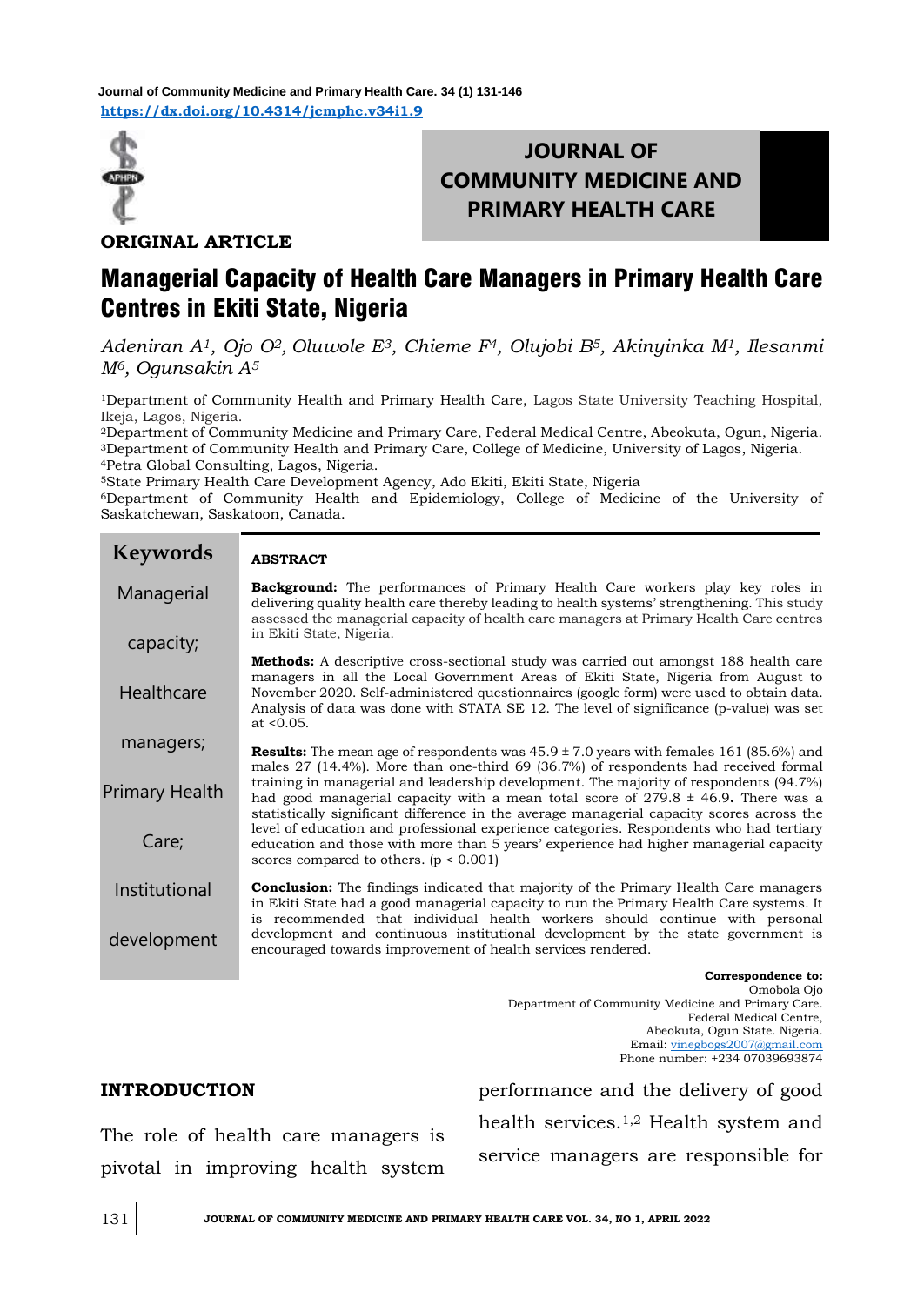**ORIGINAL ARTICLE**

# Managerial Capacity of Health Care Managers in Primary Health Care Centres in Ekiti State, Nigeria

*Adeniran A[1], Ojo O[2], Oluwole E[3], Chieme F[4], Olujobi B[5], Akinyinka M[1], Ilesanmi M[6], Ogunsakin A[5]*

[1]Department of Community Health and Primary Health Care, Lagos State University Teaching Hospital, Ikeja, Lagos, Nigeria.
[2]Department of Community Medicine and Primary Care, Federal Medical Centre, Abeokuta, Ogun, Nigeria.
[3]Department of Community Health and Primary Care, College of Medicine, University of Lagos, Nigeria.
[4]Petra Global Consulting, Lagos, Nigeria.
[5]State Primary Health Care Development Agency, Ado Ekiti, Ekiti State, Nigeria
[6]Department of Community Health and Epidemiology, College of Medicine of the University of Saskatchewan, Saskatoon, Canada.

**Keywords**

Managerial capacity; Healthcare managers; Primary Health Care; Institutional development

## ABSTRACT

**Background:** The performances of Primary Health Care workers play key roles in delivering quality health care thereby leading to health systems' strengthening. This study assessed the managerial capacity of health care managers at Primary Health Care centres in Ekiti State, Nigeria.

**Methods:** A descriptive cross-sectional study was carried out amongst 188 health care managers in all the Local Government Areas of Ekiti State, Nigeria from August to November 2020. Self-administered questionnaires (google form) were used to obtain data. Analysis of data was done with STATA SE 12. The level of significance (p-value) was set at <0.05.

**Results:** The mean age of respondents was 45.9 ± 7.0 years with females 161 (85.6%) and males 27 (14.4%). More than one-third 69 (36.7%) of respondents had received formal training in managerial and leadership development. The majority of respondents (94.7%) had good managerial capacity with a mean total score of 279.8 ± 46.9**.** There was a statistically significant difference in the average managerial capacity scores across the level of education and professional experience categories. Respondents who had tertiary education and those with more than 5 years' experience had higher managerial capacity scores compared to others. ($p < 0.001$)

**Conclusion:** The findings indicated that majority of the Primary Health Care managers in Ekiti State had a good managerial capacity to run the Primary Health Care systems. It is recommended that individual health workers should continue with personal development and continuous institutional development by the state government is encouraged towards improvement of health services rendered.

**Correspondence to:**
Omobola Ojo
Department of Community Medicine and Primary Care.
Federal Medical Centre,
Abeokuta, Ogun State. Nigeria.
Email: vinegbogs2007@gmail.com
Phone number: +234 07039693874

## INTRODUCTION

The role of health care managers is pivotal in improving health system performance and the delivery of good health services.[1,2] Health system and service managers are responsible for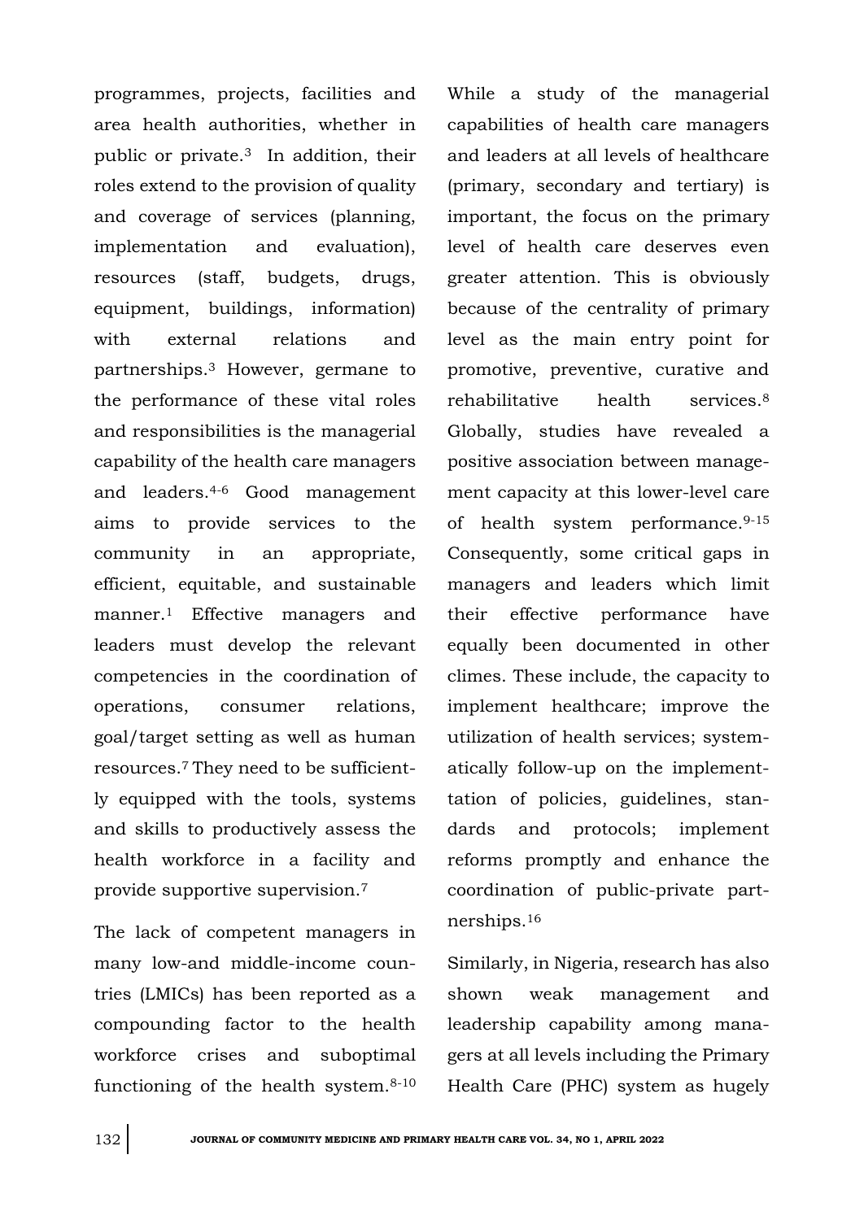programmes, projects, facilities and area health authorities, whether in public or private.[3] In addition, their roles extend to the provision of quality and coverage of services (planning, implementation and evaluation), resources (staff, budgets, drugs, equipment, buildings, information) with external relations and partnerships.[3] However, germane to the performance of these vital roles and responsibilities is the managerial capability of the health care managers and leaders.[4-6] Good management aims to provide services to the community in an appropriate, efficient, equitable, and sustainable manner.[1] Effective managers and leaders must develop the relevant competencies in the coordination of operations, consumer relations, goal/target setting as well as human resources.[7] They need to be sufficiently equipped with the tools, systems and skills to productively assess the health workforce in a facility and provide supportive supervision.[7]

The lack of competent managers in many low-and middle-income countries (LMICs) has been reported as a compounding factor to the health workforce crises and suboptimal functioning of the health system.[8-10] While a study of the managerial capabilities of health care managers and leaders at all levels of healthcare (primary, secondary and tertiary) is important, the focus on the primary level of health care deserves even greater attention. This is obviously because of the centrality of primary level as the main entry point for promotive, preventive, curative and rehabilitative health services.[8] Globally, studies have revealed a positive association between management capacity at this lower-level care of health system performance.[9-15] Consequently, some critical gaps in managers and leaders which limit their effective performance have equally been documented in other climes. These include, the capacity to implement healthcare; improve the utilization of health services; systematically follow-up on the implementtation of policies, guidelines, standards and protocols; implement reforms promptly and enhance the coordination of public-private partnerships.[16]

Similarly, in Nigeria, research has also shown weak management and leadership capability among managers at all levels including the Primary Health Care (PHC) system as hugely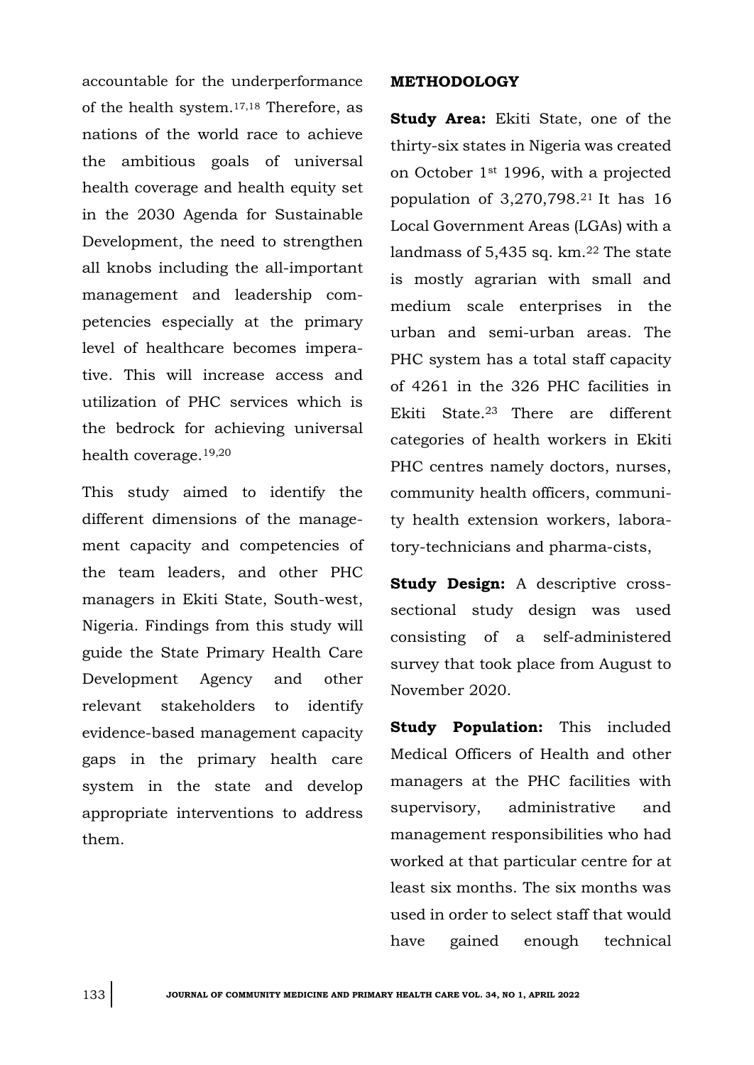accountable for the underperformance of the health system.[17,18] Therefore, as nations of the world race to achieve the ambitious goals of universal health coverage and health equity set in the 2030 Agenda for Sustainable Development, the need to strengthen all knobs including the all-important management and leadership competencies especially at the primary level of healthcare becomes imperative. This will increase access and utilization of PHC services which is the bedrock for achieving universal health coverage.[19,20]

This study aimed to identify the different dimensions of the management capacity and competencies of the team leaders, and other PHC managers in Ekiti State, South-west, Nigeria. Findings from this study will guide the State Primary Health Care Development Agency and other relevant stakeholders to identify evidence-based management capacity gaps in the primary health care system in the state and develop appropriate interventions to address them.

## METHODOLOGY

**Study Area:** Ekiti State, one of the thirty-six states in Nigeria was created on October 1st 1996, with a projected population of 3,270,798.[21] It has 16 Local Government Areas (LGAs) with a landmass of 5,435 sq. km.[22] The state is mostly agrarian with small and medium scale enterprises in the urban and semi-urban areas. The PHC system has a total staff capacity of 4261 in the 326 PHC facilities in Ekiti State.[23] There are different categories of health workers in Ekiti PHC centres namely doctors, nurses, community health officers, community health extension workers, laboratory-technicians and pharma-cists,

**Study Design:** A descriptive cross-sectional study design was used consisting of a self-administered survey that took place from August to November 2020.

**Study Population:** This included Medical Officers of Health and other managers at the PHC facilities with supervisory, administrative and management responsibilities who had worked at that particular centre for at least six months. The six months was used in order to select staff that would have gained enough technical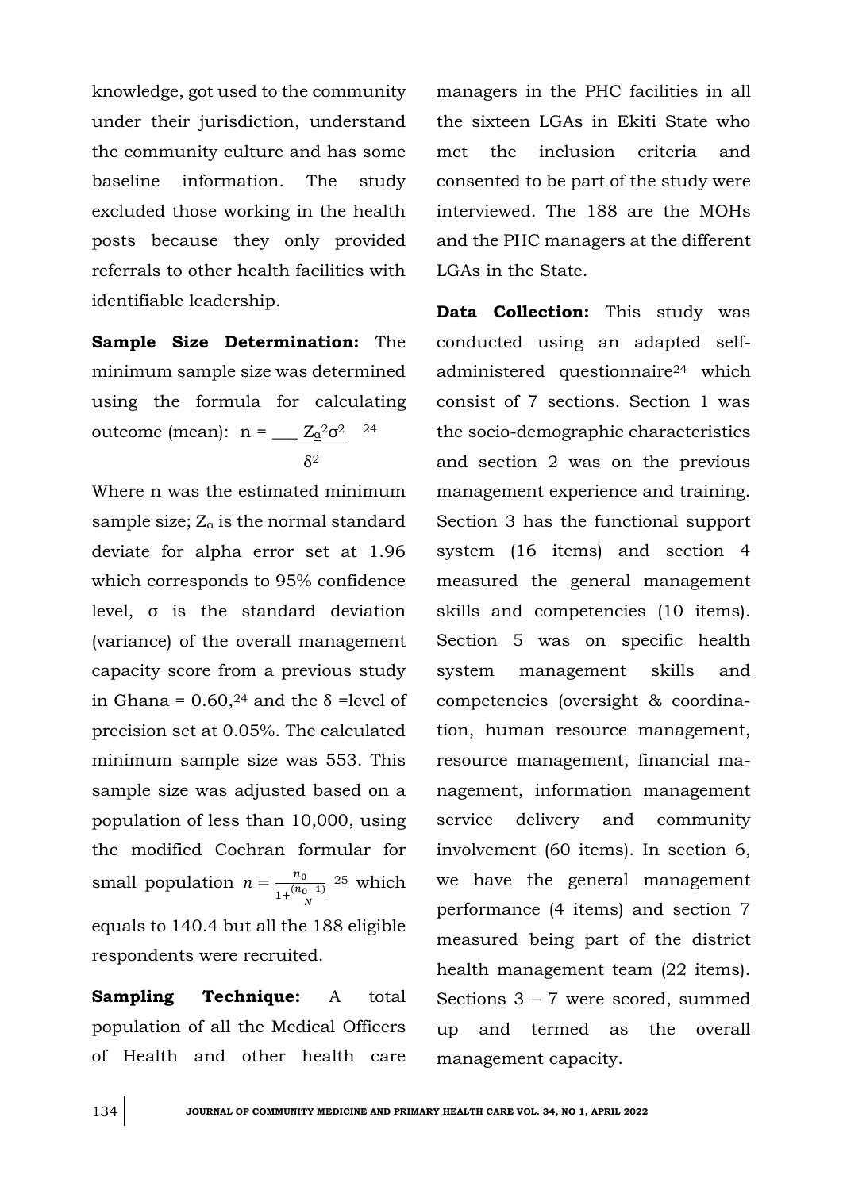knowledge, got used to the community under their jurisdiction, understand the community culture and has some baseline information. The study excluded those working in the health posts because they only provided referrals to other health facilities with identifiable leadership.

**Sample Size Determination:** The minimum sample size was determined using the formula for calculating outcome (mean): $n = \frac{Z_{\alpha}^2 \sigma^2}{\delta^2}$ [24]

Where n was the estimated minimum sample size; $Z_{\alpha}$ is the normal standard deviate for alpha error set at 1.96 which corresponds to 95% confidence level, σ is the standard deviation (variance) of the overall management capacity score from a previous study in Ghana = 0.60,[24] and the δ =level of precision set at 0.05%. The calculated minimum sample size was 553. This sample size was adjusted based on a population of less than 10,000, using the modified Cochran formular for small population $n = \frac{n_0}{1+\frac{(n_0-1)}{N}}$ [25] which equals to 140.4 but all the 188 eligible respondents were recruited.

**Sampling Technique:** A total population of all the Medical Officers of Health and other health care managers in the PHC facilities in all the sixteen LGAs in Ekiti State who met the inclusion criteria and consented to be part of the study were interviewed. The 188 are the MOHs and the PHC managers at the different LGAs in the State.

**Data Collection:** This study was conducted using an adapted self-administered questionnaire[24] which consist of 7 sections. Section 1 was the socio-demographic characteristics and section 2 was on the previous management experience and training. Section 3 has the functional support system (16 items) and section 4 measured the general management skills and competencies (10 items). Section 5 was on specific health system management skills and competencies (oversight & coordination, human resource management, resource management, financial management, information management service delivery and community involvement (60 items). In section 6, we have the general management performance (4 items) and section 7 measured being part of the district health management team (22 items). Sections 3 – 7 were scored, summed up and termed as the overall management capacity.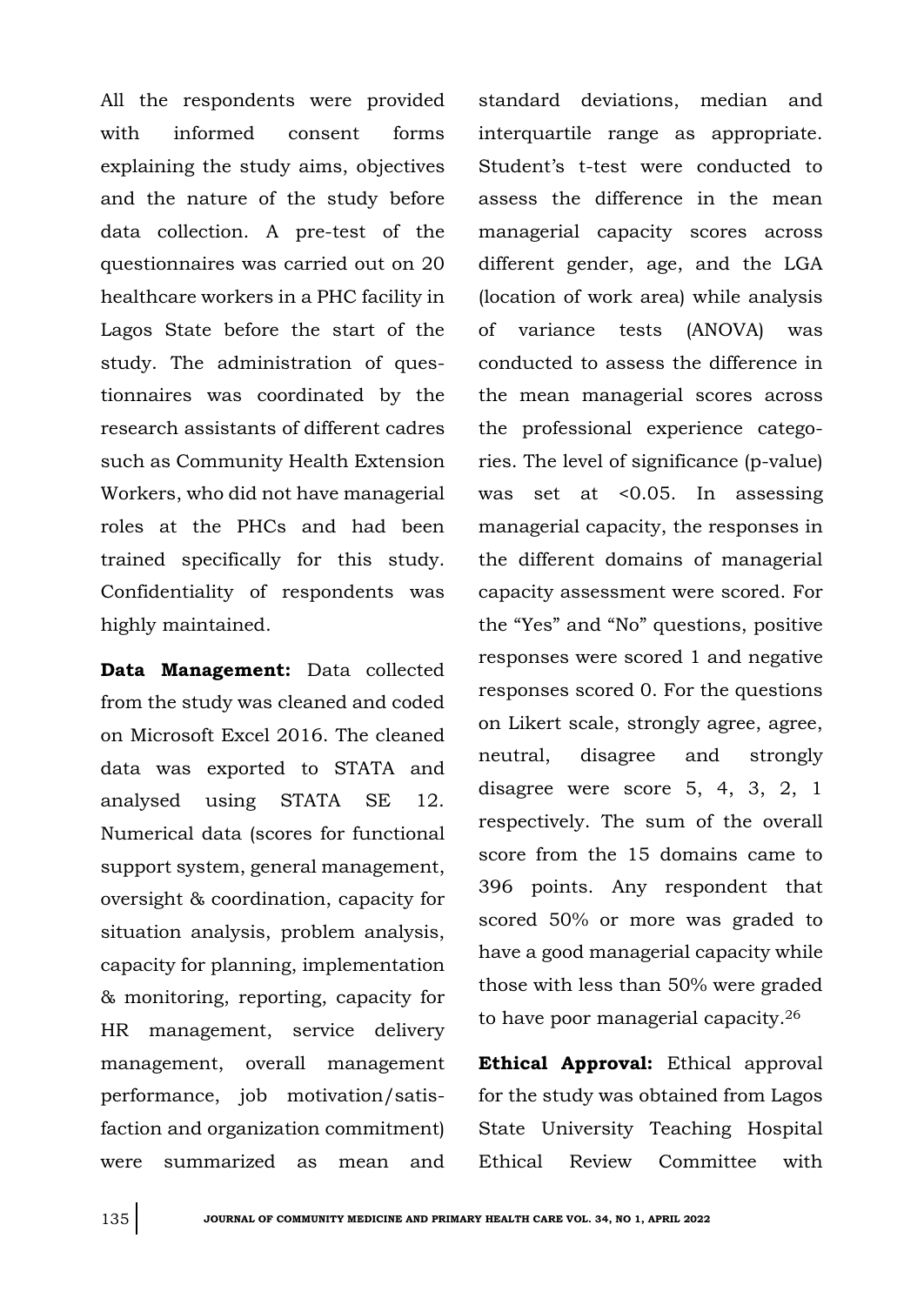All the respondents were provided with informed consent forms explaining the study aims, objectives and the nature of the study before data collection. A pre-test of the questionnaires was carried out on 20 healthcare workers in a PHC facility in Lagos State before the start of the study. The administration of questionnaires was coordinated by the research assistants of different cadres such as Community Health Extension Workers, who did not have managerial roles at the PHCs and had been trained specifically for this study. Confidentiality of respondents was highly maintained.

**Data Management:** Data collected from the study was cleaned and coded on Microsoft Excel 2016. The cleaned data was exported to STATA and analysed using STATA SE 12. Numerical data (scores for functional support system, general management, oversight & coordination, capacity for situation analysis, problem analysis, capacity for planning, implementation & monitoring, reporting, capacity for HR management, service delivery management, overall management performance, job motivation/satisfaction and organization commitment) were summarized as mean and standard deviations, median and interquartile range as appropriate. Student's t-test were conducted to assess the difference in the mean managerial capacity scores across different gender, age, and the LGA (location of work area) while analysis of variance tests (ANOVA) was conducted to assess the difference in the mean managerial scores across the professional experience categories. The level of significance (p-value) was set at <0.05. In assessing managerial capacity, the responses in the different domains of managerial capacity assessment were scored. For the "Yes" and "No" questions, positive responses were scored 1 and negative responses scored 0. For the questions on Likert scale, strongly agree, agree, neutral, disagree and strongly disagree were score 5, 4, 3, 2, 1 respectively. The sum of the overall score from the 15 domains came to 396 points. Any respondent that scored 50% or more was graded to have a good managerial capacity while those with less than 50% were graded to have poor managerial capacity.[26]

**Ethical Approval:** Ethical approval for the study was obtained from Lagos State University Teaching Hospital Ethical Review Committee with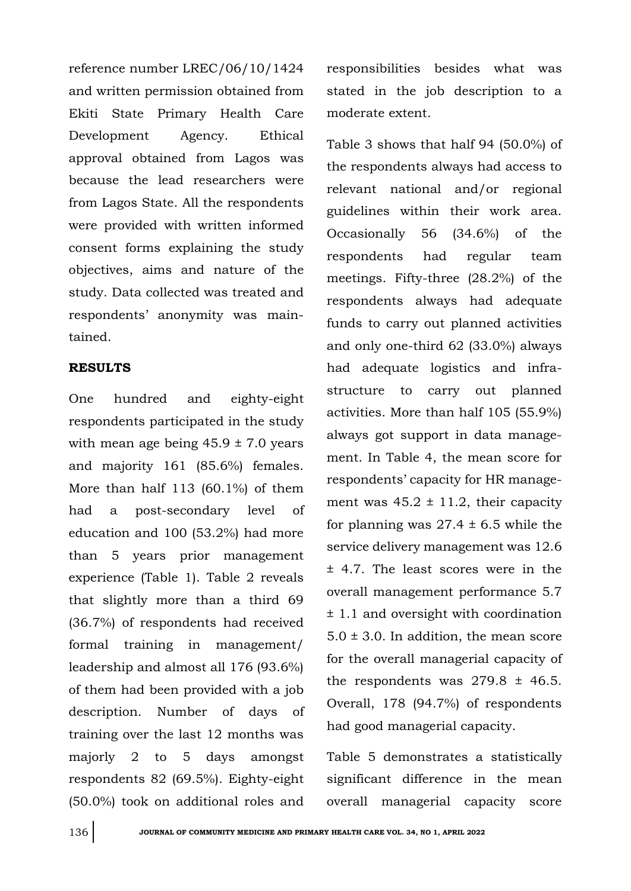reference number LREC/06/10/1424 and written permission obtained from Ekiti State Primary Health Care Development Agency. Ethical approval obtained from Lagos was because the lead researchers were from Lagos State. All the respondents were provided with written informed consent forms explaining the study objectives, aims and nature of the study. Data collected was treated and respondents' anonymity was maintained.

## RESULTS

One hundred and eighty-eight respondents participated in the study with mean age being 45.9 ± 7.0 years and majority 161 (85.6%) females. More than half 113 (60.1%) of them had a post-secondary level of education and 100 (53.2%) had more than 5 years prior management experience (Table 1). Table 2 reveals that slightly more than a third 69 (36.7%) of respondents had received formal training in management/ leadership and almost all 176 (93.6%) of them had been provided with a job description. Number of days of training over the last 12 months was majorly 2 to 5 days amongst respondents 82 (69.5%). Eighty-eight (50.0%) took on additional roles and responsibilities besides what was stated in the job description to a moderate extent.

Table 3 shows that half 94 (50.0%) of the respondents always had access to relevant national and/or regional guidelines within their work area. Occasionally 56 (34.6%) of the respondents had regular team meetings. Fifty-three (28.2%) of the respondents always had adequate funds to carry out planned activities and only one-third 62 (33.0%) always had adequate logistics and infrastructure to carry out planned activities. More than half 105 (55.9%) always got support in data management. In Table 4, the mean score for respondents' capacity for HR management was 45.2 ± 11.2, their capacity for planning was 27.4 ± 6.5 while the service delivery management was 12.6 ± 4.7. The least scores were in the overall management performance 5.7 ± 1.1 and oversight with coordination 5.0 ± 3.0. In addition, the mean score for the overall managerial capacity of the respondents was 279.8 ± 46.5. Overall, 178 (94.7%) of respondents had good managerial capacity.

Table 5 demonstrates a statistically significant difference in the mean overall managerial capacity score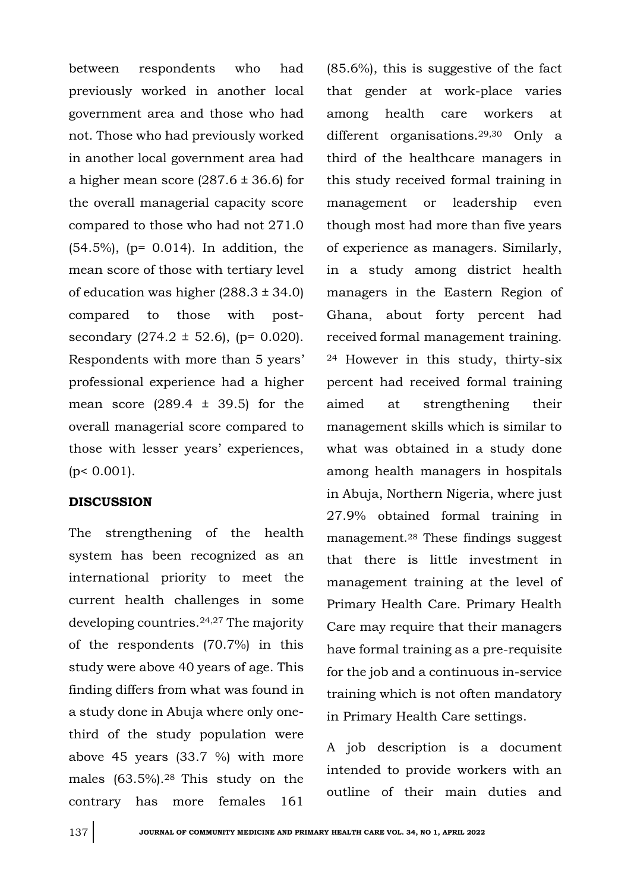between respondents who had previously worked in another local government area and those who had not. Those who had previously worked in another local government area had a higher mean score (287.6 ± 36.6) for the overall managerial capacity score compared to those who had not 271.0 (54.5%), (p= 0.014). In addition, the mean score of those with tertiary level of education was higher (288.3 ± 34.0) compared to those with post-secondary (274.2 ± 52.6), (p= 0.020). Respondents with more than 5 years' professional experience had a higher mean score (289.4 ± 39.5) for the overall managerial score compared to those with lesser years' experiences, (p< 0.001).

## DISCUSSION

The strengthening of the health system has been recognized as an international priority to meet the current health challenges in some developing countries.[24,27] The majority of the respondents (70.7%) in this study were above 40 years of age. This finding differs from what was found in a study done in Abuja where only one-third of the study population were above 45 years (33.7 %) with more males (63.5%).[28] This study on the contrary has more females 161 (85.6%), this is suggestive of the fact that gender at work-place varies among health care workers at different organisations.[29,30] Only a third of the healthcare managers in this study received formal training in management or leadership even though most had more than five years of experience as managers. Similarly, in a study among district health managers in the Eastern Region of Ghana, about forty percent had received formal management training.[24] However in this study, thirty-six percent had received formal training aimed at strengthening their management skills which is similar to what was obtained in a study done among health managers in hospitals in Abuja, Northern Nigeria, where just 27.9% obtained formal training in management.[28] These findings suggest that there is little investment in management training at the level of Primary Health Care. Primary Health Care may require that their managers have formal training as a pre-requisite for the job and a continuous in-service training which is not often mandatory in Primary Health Care settings.

A job description is a document intended to provide workers with an outline of their main duties and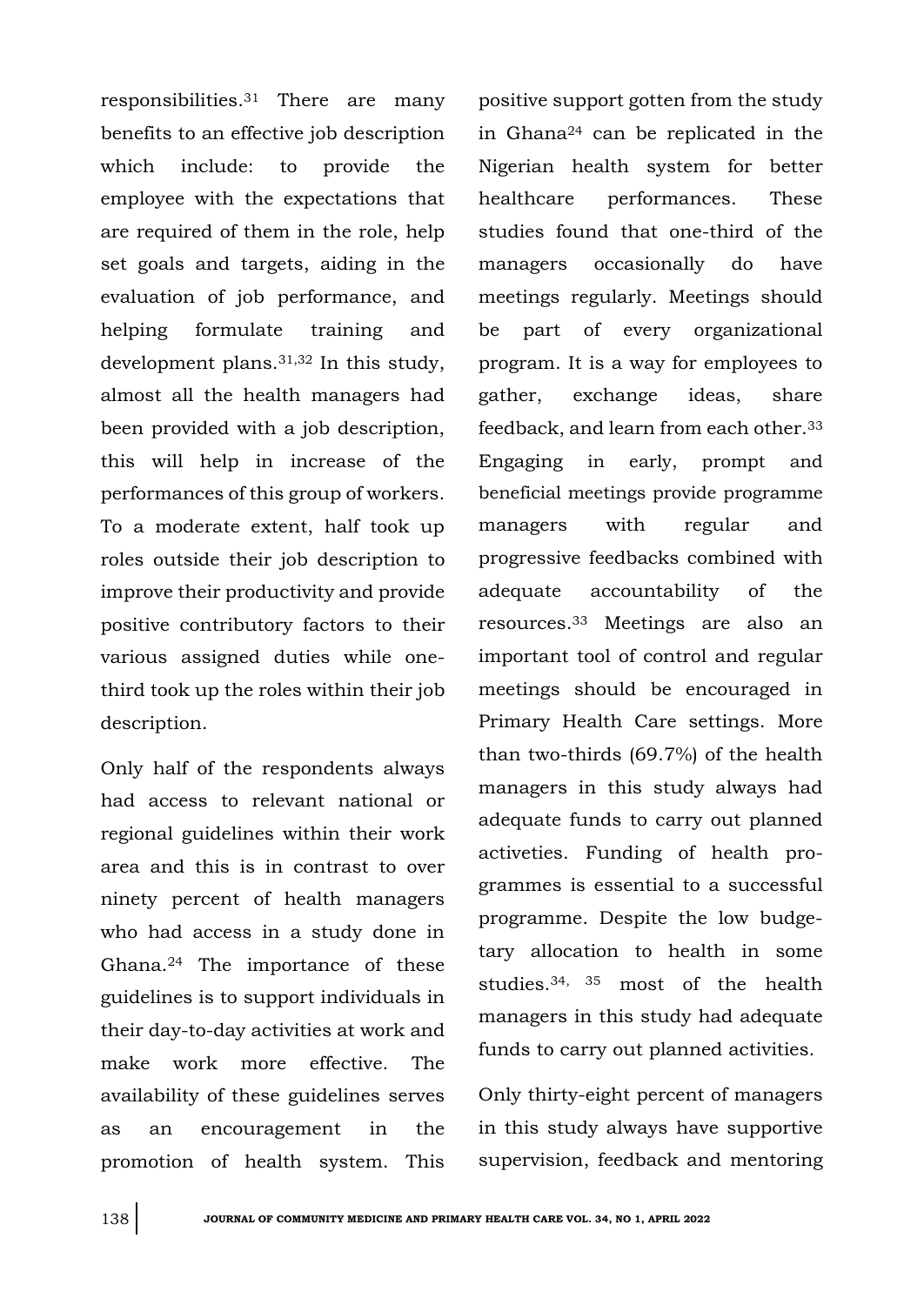responsibilities.[31] There are many benefits to an effective job description which include: to provide the employee with the expectations that are required of them in the role, help set goals and targets, aiding in the evaluation of job performance, and helping formulate training and development plans.[31,32] In this study, almost all the health managers had been provided with a job description, this will help in increase of the performances of this group of workers. To a moderate extent, half took up roles outside their job description to improve their productivity and provide positive contributory factors to their various assigned duties while one-third took up the roles within their job description.

Only half of the respondents always had access to relevant national or regional guidelines within their work area and this is in contrast to over ninety percent of health managers who had access in a study done in Ghana.[24] The importance of these guidelines is to support individuals in their day-to-day activities at work and make work more effective. The availability of these guidelines serves as an encouragement in the promotion of health system. This positive support gotten from the study in Ghana[24] can be replicated in the Nigerian health system for better healthcare performances. These studies found that one-third of the managers occasionally do have meetings regularly. Meetings should be part of every organizational program. It is a way for employees to gather, exchange ideas, share feedback, and learn from each other.[33] Engaging in early, prompt and beneficial meetings provide programme managers with regular and progressive feedbacks combined with adequate accountability of the resources.[33] Meetings are also an important tool of control and regular meetings should be encouraged in Primary Health Care settings. More than two-thirds (69.7%) of the health managers in this study always had adequate funds to carry out planned activeties. Funding of health programmes is essential to a successful programme. Despite the low budgetary allocation to health in some studies.[34, 35] most of the health managers in this study had adequate funds to carry out planned activities.

Only thirty-eight percent of managers in this study always have supportive supervision, feedback and mentoring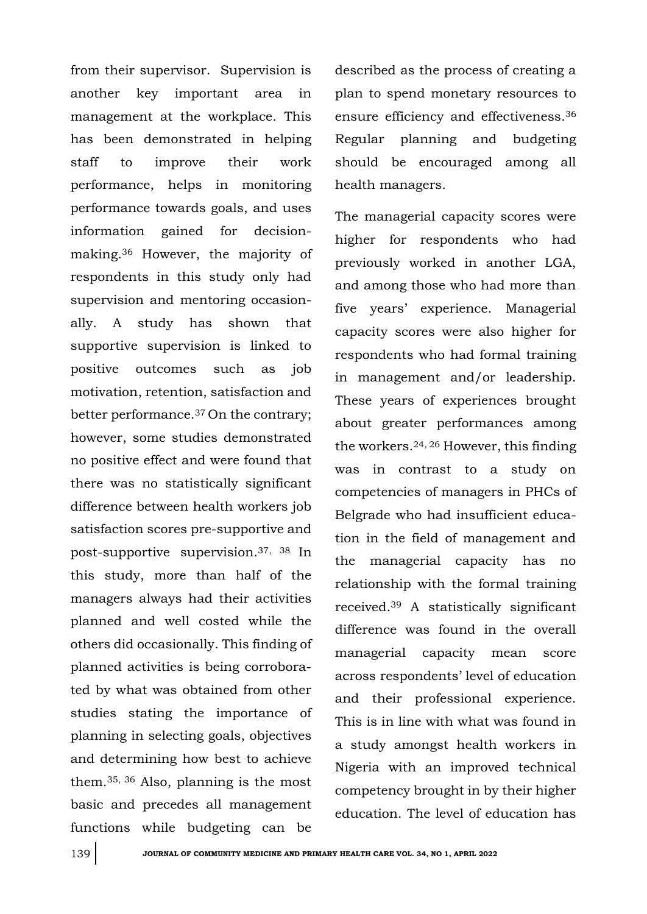from their supervisor. Supervision is another key important area in management at the workplace. This has been demonstrated in helping staff to improve their work performance, helps in monitoring performance towards goals, and uses information gained for decision-making.[36] However, the majority of respondents in this study only had supervision and mentoring occasionally. A study has shown that supportive supervision is linked to positive outcomes such as job motivation, retention, satisfaction and better performance.[37] On the contrary; however, some studies demonstrated no positive effect and were found that there was no statistically significant difference between health workers job satisfaction scores pre-supportive and post-supportive supervision.[37, 38] In this study, more than half of the managers always had their activities planned and well costed while the others did occasionally. This finding of planned activities is being corroborated by what was obtained from other studies stating the importance of planning in selecting goals, objectives and determining how best to achieve them.[35, 36] Also, planning is the most basic and precedes all management functions while budgeting can be described as the process of creating a plan to spend monetary resources to ensure efficiency and effectiveness.[36] Regular planning and budgeting should be encouraged among all health managers.

The managerial capacity scores were higher for respondents who had previously worked in another LGA, and among those who had more than five years' experience. Managerial capacity scores were also higher for respondents who had formal training in management and/or leadership. These years of experiences brought about greater performances among the workers.[24, 26] However, this finding was in contrast to a study on competencies of managers in PHCs of Belgrade who had insufficient education in the field of management and the managerial capacity has no relationship with the formal training received.[39] A statistically significant difference was found in the overall managerial capacity mean score across respondents' level of education and their professional experience. This is in line with what was found in a study amongst health workers in Nigeria with an improved technical competency brought in by their higher education. The level of education has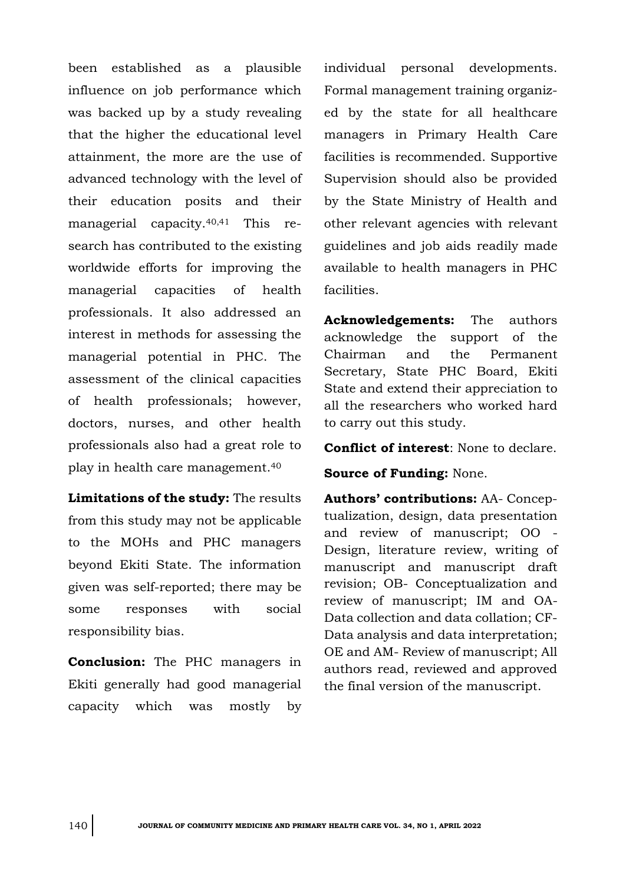been established as a plausible influence on job performance which was backed up by a study revealing that the higher the educational level attainment, the more are the use of advanced technology with the level of their education posits and their managerial capacity.[40,41] This research has contributed to the existing worldwide efforts for improving the managerial capacities of health professionals. It also addressed an interest in methods for assessing the managerial potential in PHC. The assessment of the clinical capacities of health professionals; however, doctors, nurses, and other health professionals also had a great role to play in health care management.[40]

**Limitations of the study:** The results from this study may not be applicable to the MOHs and PHC managers beyond Ekiti State. The information given was self-reported; there may be some responses with social responsibility bias.

**Conclusion:** The PHC managers in Ekiti generally had good managerial capacity which was mostly by individual personal developments. Formal management training organized by the state for all healthcare managers in Primary Health Care facilities is recommended. Supportive Supervision should also be provided by the State Ministry of Health and other relevant agencies with relevant guidelines and job aids readily made available to health managers in PHC facilities.

**Acknowledgements:** The authors acknowledge the support of the Chairman and the Permanent Secretary, State PHC Board, Ekiti State and extend their appreciation to all the researchers who worked hard to carry out this study.

**Conflict of interest**: None to declare.

**Source of Funding:** None.

**Authors' contributions:** AA- Conceptualization, design, data presentation and review of manuscript; OO - Design, literature review, writing of manuscript and manuscript draft revision; OB- Conceptualization and review of manuscript; IM and OA- Data collection and data collation; CF- Data analysis and data interpretation; OE and AM- Review of manuscript; All authors read, reviewed and approved the final version of the manuscript.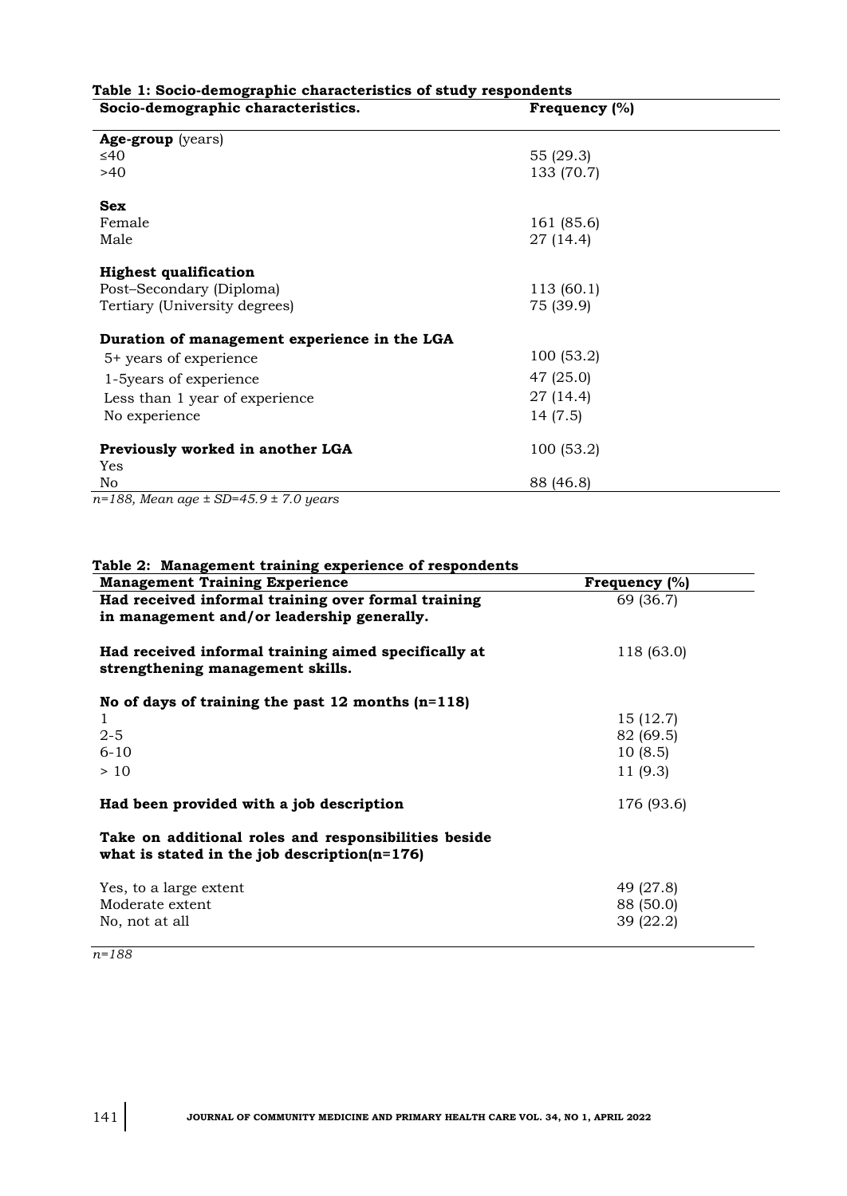**Table 1: Socio-demographic characteristics of study respondents**

| Socio-demographic characteristics. | Frequency (%) |
| --- | --- |
| **Age-group** (years) | |
| ≤40 | 55 (29.3) |
| >40 | 133 (70.7) |
| **Sex** | |
| Female | 161 (85.6) |
| Male | 27 (14.4) |
| **Highest qualification** | |
| Post–Secondary (Diploma) | 113 (60.1) |
| Tertiary (University degrees) | 75 (39.9) |
| **Duration of management experience in the LGA** | |
| 5+ years of experience | 100 (53.2) |
| 1-5years of experience | 47 (25.0) |
| Less than 1 year of experience | 27 (14.4) |
| No experience | 14 (7.5) |
| **Previously worked in another LGA** | |
| Yes | 100 (53.2) |
| No | 88 (46.8) |

*n=188, Mean age ± SD=45.9 ± 7.0 years*

**Table 2: Management training experience of respondents**

| Management Training Experience | Frequency (%) |
| --- | --- |
| **Had received informal training over formal training in management and/or leadership generally.** | 69 (36.7) |
| **Had received informal training aimed specifically at strengthening management skills.** | 118 (63.0) |
| **No of days of training the past 12 months (n=118)** | |
| 1 | 15 (12.7) |
| 2-5 | 82 (69.5) |
| 6-10 | 10 (8.5) |
| > 10 | 11 (9.3) |
| **Had been provided with a job description** | 176 (93.6) |
| **Take on additional roles and responsibilities beside what is stated in the job description(n=176)** | |
| Yes, to a large extent | 49 (27.8) |
| Moderate extent | 88 (50.0) |
| No, not at all | 39 (22.2) |

*n=188*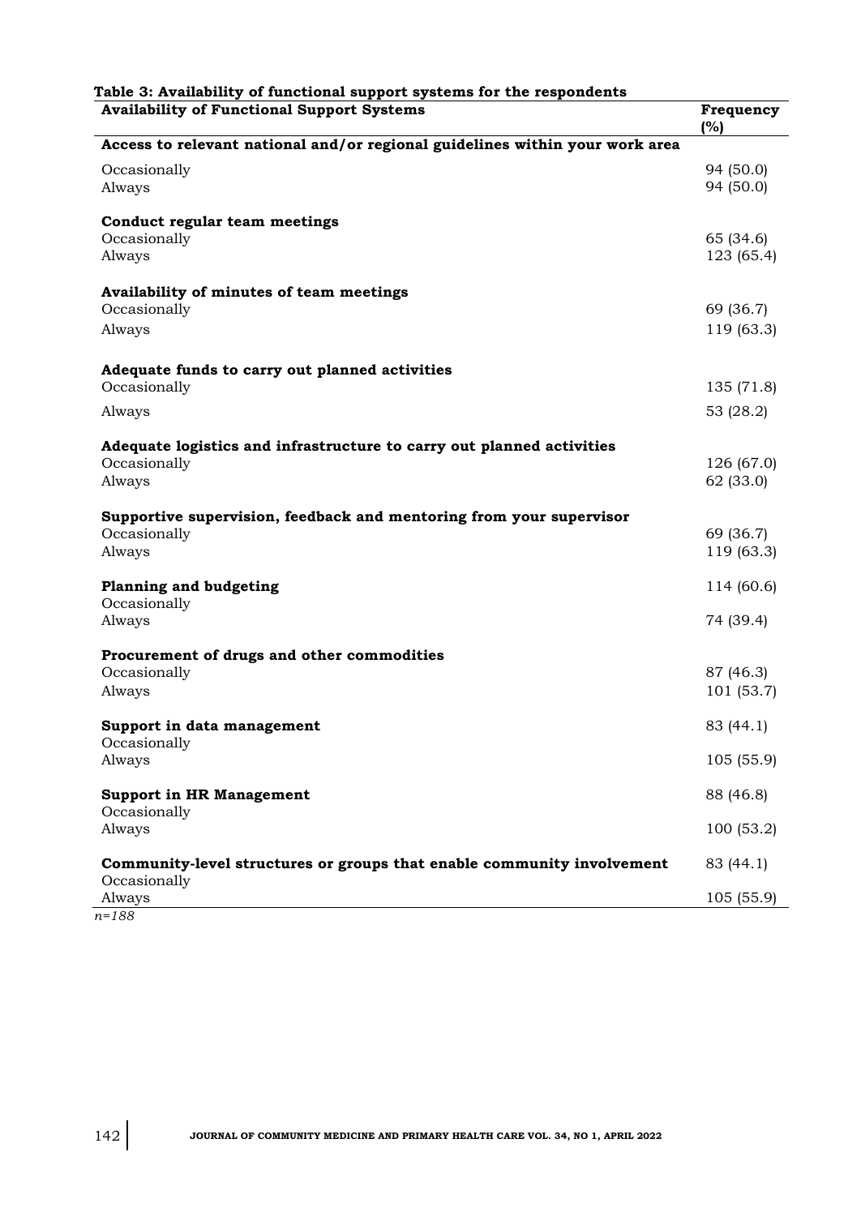**Table 3: Availability of functional support systems for the respondents**

| Availability of Functional Support Systems | Frequency (%) |
|---|---|
| **Access to relevant national and/or regional guidelines within your work area** | |
| Occasionally | 94 (50.0) |
| Always | 94 (50.0) |
| **Conduct regular team meetings** | |
| Occasionally | 65 (34.6) |
| Always | 123 (65.4) |
| **Availability of minutes of team meetings** | |
| Occasionally | 69 (36.7) |
| Always | 119 (63.3) |
| **Adequate funds to carry out planned activities** | |
| Occasionally | 135 (71.8) |
| Always | 53 (28.2) |
| **Adequate logistics and infrastructure to carry out planned activities** | |
| Occasionally | 126 (67.0) |
| Always | 62 (33.0) |
| **Supportive supervision, feedback and mentoring from your supervisor** | |
| Occasionally | 69 (36.7) |
| Always | 119 (63.3) |
| **Planning and budgeting** | 114 (60.6) |
| Occasionally | |
| Always | 74 (39.4) |
| **Procurement of drugs and other commodities** | |
| Occasionally | 87 (46.3) |
| Always | 101 (53.7) |
| **Support in data management** | 83 (44.1) |
| Occasionally | |
| Always | 105 (55.9) |
| **Support in HR Management** | 88 (46.8) |
| Occasionally | |
| Always | 100 (53.2) |
| **Community-level structures or groups that enable community involvement** | 83 (44.1) |
| Occasionally | |
| Always | 105 (55.9) |

*n=188*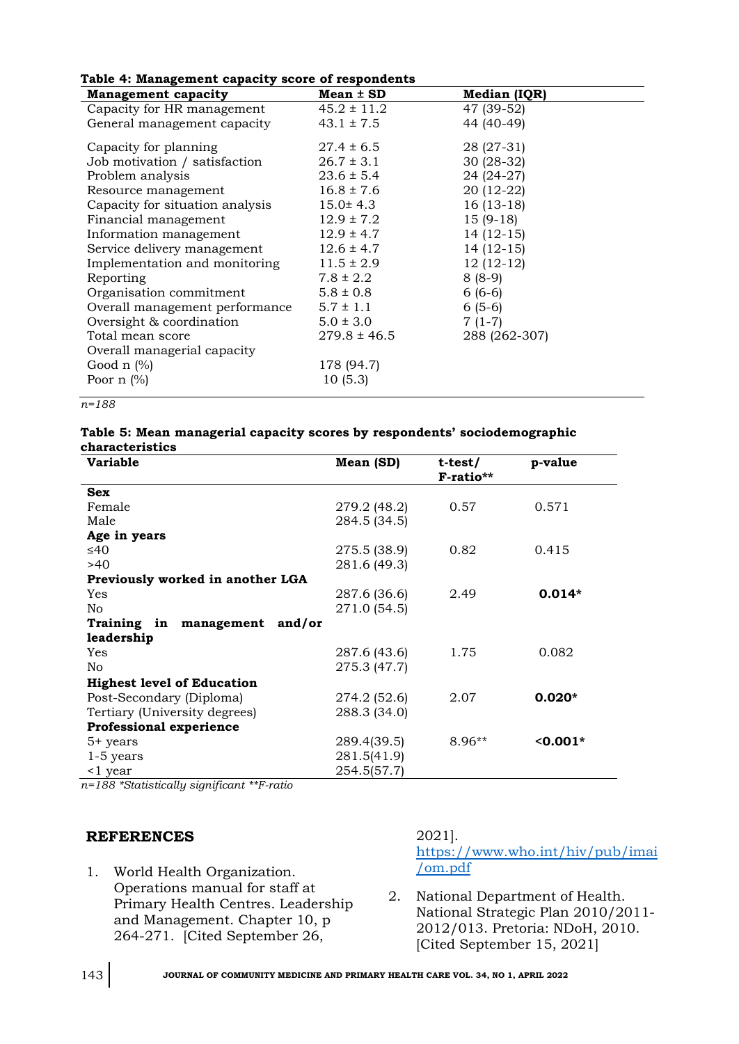**Table 4: Management capacity score of respondents**

| Management capacity | Mean ± SD | Median (IQR) |
|---|---|---|
| Capacity for HR management | 45.2 ± 11.2 | 47 (39-52) |
| General management capacity | 43.1 ± 7.5 | 44 (40-49) |
| Capacity for planning | 27.4 ± 6.5 | 28 (27-31) |
| Job motivation / satisfaction | 26.7 ± 3.1 | 30 (28-32) |
| Problem analysis | 23.6 ± 5.4 | 24 (24-27) |
| Resource management | 16.8 ± 7.6 | 20 (12-22) |
| Capacity for situation analysis | 15.0± 4.3 | 16 (13-18) |
| Financial management | 12.9 ± 7.2 | 15 (9-18) |
| Information management | 12.9 ± 4.7 | 14 (12-15) |
| Service delivery management | 12.6 ± 4.7 | 14 (12-15) |
| Implementation and monitoring | 11.5 ± 2.9 | 12 (12-12) |
| Reporting | 7.8 ± 2.2 | 8 (8-9) |
| Organisation commitment | 5.8 ± 0.8 | 6 (6-6) |
| Overall management performance | 5.7 ± 1.1 | 6 (5-6) |
| Oversight & coordination | 5.0 ± 3.0 | 7 (1-7) |
| Total mean score | 279.8 ± 46.5 | 288 (262-307) |
| Overall managerial capacity | | |
| Good n (%) | 178 (94.7) | |
| Poor n (%) | 10 (5.3) | |

*n=188*

**Table 5: Mean managerial capacity scores by respondents' sociodemographic characteristics**

| Variable | Mean (SD) | t-test/ F-ratio** | p-value |
|---|---|---|---|
| **Sex** | | | |
| Female | 279.2 (48.2) | 0.57 | 0.571 |
| Male | 284.5 (34.5) | | |
| **Age in years** | | | |
| ≤40 | 275.5 (38.9) | 0.82 | 0.415 |
| >40 | 281.6 (49.3) | | |
| **Previously worked in another LGA** | | | |
| Yes | 287.6 (36.6) | 2.49 | **0.014*** |
| No | 271.0 (54.5) | | |
| **Training in management and/or leadership** | | | |
| Yes | 287.6 (43.6) | 1.75 | 0.082 |
| No | 275.3 (47.7) | | |
| **Highest level of Education** | | | |
| Post-Secondary (Diploma) | 274.2 (52.6) | 2.07 | **0.020*** |
| Tertiary (University degrees) | 288.3 (34.0) | | |
| **Professional experience** | | | |
| 5+ years | 289.4(39.5) | 8.96** | **<0.001*** |
| 1-5 years | 281.5(41.9) | | |
| <1 year | 254.5(57.7) | | |

*n=188 *Statistically significant **F-ratio*

## REFERENCES

1. World Health Organization. Operations manual for staff at Primary Health Centres. Leadership and Management. Chapter 10, p 264-271. [Cited September 26, 2021]. https://www.who.int/hiv/pub/imai/om.pdf
2. National Department of Health. National Strategic Plan 2010/2011-2012/013. Pretoria: NDoH, 2010. [Cited September 15, 2021]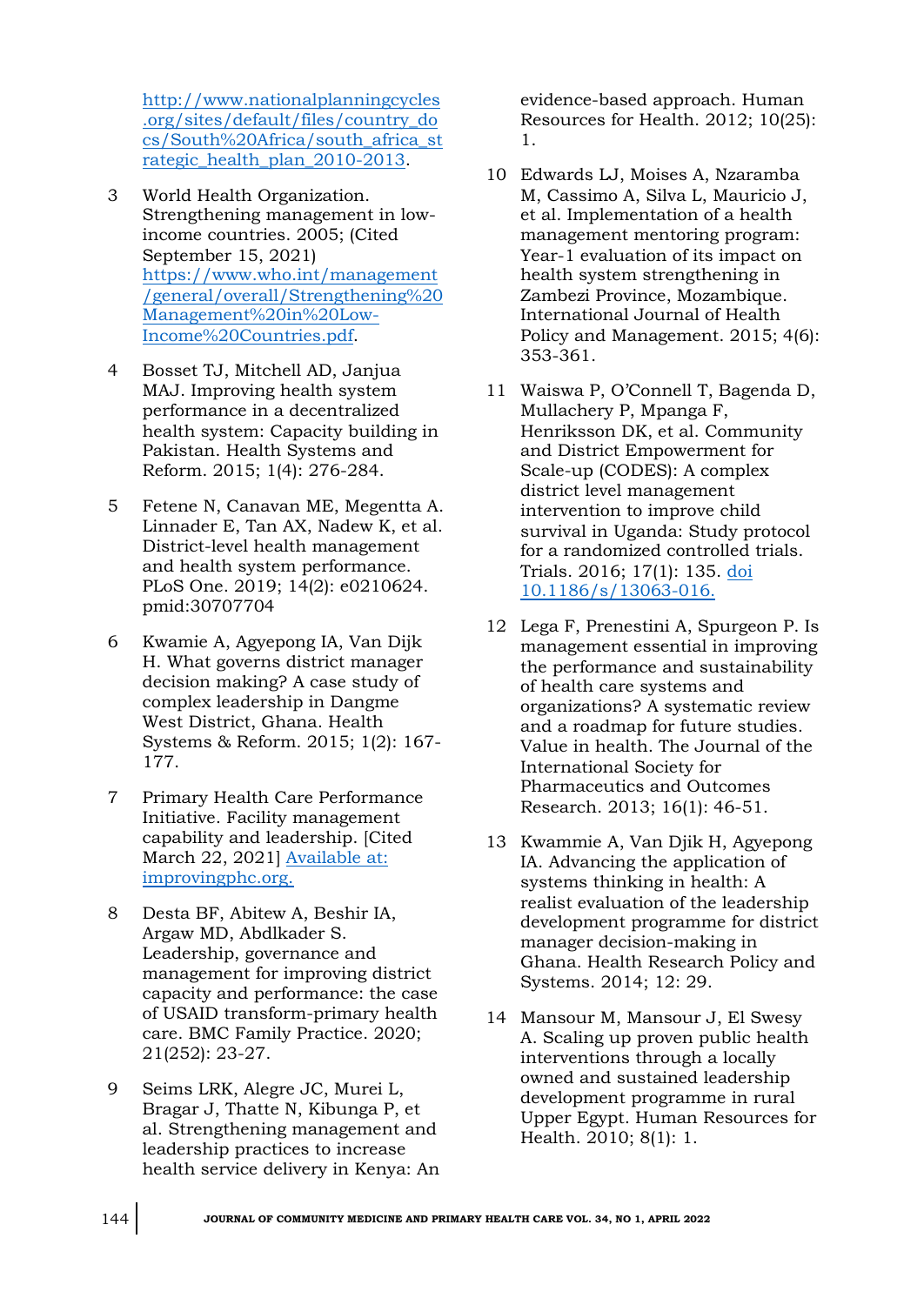http://www.nationalplanningcycles.org/sites/default/files/country_docs/South%20Africa/south_africa_strategic_health_plan_2010-2013.

3 World Health Organization. Strengthening management in low-income countries. 2005; (Cited September 15, 2021) https://www.who.int/management/general/overall/Strengthening%20Management%20in%20Low-Income%20Countries.pdf.

4 Bosset TJ, Mitchell AD, Janjua MAJ. Improving health system performance in a decentralized health system: Capacity building in Pakistan. Health Systems and Reform. 2015; 1(4): 276-284.

5 Fetene N, Canavan ME, Megentta A. Linnader E, Tan AX, Nadew K, et al. District-level health management and health system performance. PLoS One. 2019; 14(2): e0210624. pmid:30707704

6 Kwamie A, Agyepong IA, Van Dijk H. What governs district manager decision making? A case study of complex leadership in Dangme West District, Ghana. Health Systems & Reform. 2015; 1(2): 167-177.

7 Primary Health Care Performance Initiative. Facility management capability and leadership. [Cited March 22, 2021] Available at: improvingphc.org.

8 Desta BF, Abitew A, Beshir IA, Argaw MD, Abdlkader S. Leadership, governance and management for improving district capacity and performance: the case of USAID transform-primary health care. BMC Family Practice. 2020; 21(252): 23-27.

9 Seims LRK, Alegre JC, Murei L, Bragar J, Thatte N, Kibunga P, et al. Strengthening management and leadership practices to increase health service delivery in Kenya: An evidence-based approach. Human Resources for Health. 2012; 10(25): 1.

10 Edwards LJ, Moises A, Nzaramba M, Cassimo A, Silva L, Mauricio J, et al. Implementation of a health management mentoring program: Year-1 evaluation of its impact on health system strengthening in Zambezi Province, Mozambique. International Journal of Health Policy and Management. 2015; 4(6): 353-361.

11 Waiswa P, O'Connell T, Bagenda D, Mullachery P, Mpanga F, Henriksson DK, et al. Community and District Empowerment for Scale-up (CODES): A complex district level management intervention to improve child survival in Uganda: Study protocol for a randomized controlled trials. Trials. 2016; 17(1): 135. doi 10.1186/s/13063-016.

12 Lega F, Prenestini A, Spurgeon P. Is management essential in improving the performance and sustainability of health care systems and organizations? A systematic review and a roadmap for future studies. Value in health. The Journal of the International Society for Pharmaceutics and Outcomes Research. 2013; 16(1): 46-51.

13 Kwammie A, Van Djik H, Agyepong IA. Advancing the application of systems thinking in health: A realist evaluation of the leadership development programme for district manager decision-making in Ghana. Health Research Policy and Systems. 2014; 12: 29.

14 Mansour M, Mansour J, El Swesy A. Scaling up proven public health interventions through a locally owned and sustained leadership development programme in rural Upper Egypt. Human Resources for Health. 2010; 8(1): 1.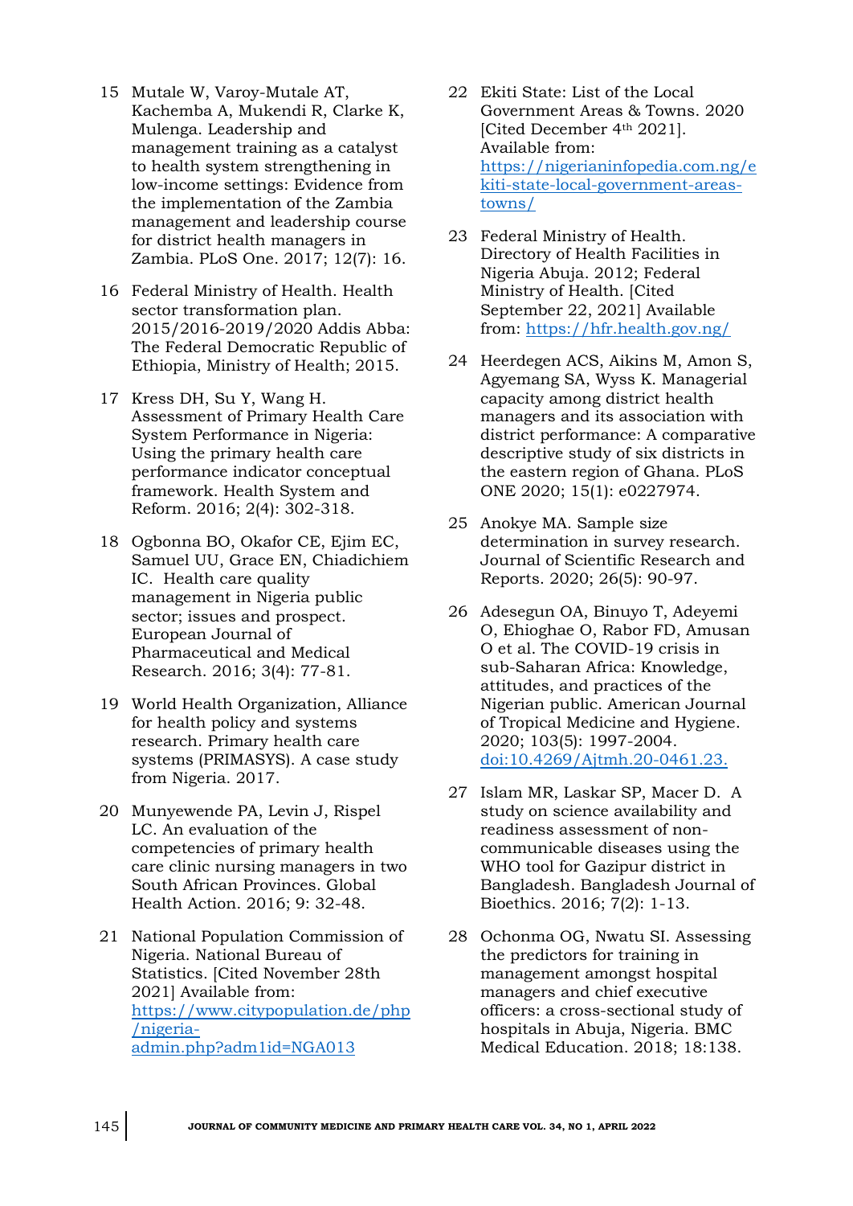15 Mutale W, Varoy-Mutale AT, Kachemba A, Mukendi R, Clarke K, Mulenga. Leadership and management training as a catalyst to health system strengthening in low-income settings: Evidence from the implementation of the Zambia management and leadership course for district health managers in Zambia. PLoS One. 2017; 12(7): 16.

16 Federal Ministry of Health. Health sector transformation plan. 2015/2016-2019/2020 Addis Abba: The Federal Democratic Republic of Ethiopia, Ministry of Health; 2015.

17 Kress DH, Su Y, Wang H. Assessment of Primary Health Care System Performance in Nigeria: Using the primary health care performance indicator conceptual framework. Health System and Reform. 2016; 2(4): 302-318.

18 Ogbonna BO, Okafor CE, Ejim EC, Samuel UU, Grace EN, Chiadichiem IC. Health care quality management in Nigeria public sector; issues and prospect. European Journal of Pharmaceutical and Medical Research. 2016; 3(4): 77-81.

19 World Health Organization, Alliance for health policy and systems research. Primary health care systems (PRIMASYS). A case study from Nigeria. 2017.

20 Munyewende PA, Levin J, Rispel LC. An evaluation of the competencies of primary health care clinic nursing managers in two South African Provinces. Global Health Action. 2016; 9: 32-48.

21 National Population Commission of Nigeria. National Bureau of Statistics. [Cited November 28th 2021] Available from: https://www.citypopulation.de/php/nigeria-admin.php?adm1id=NGA013

22 Ekiti State: List of the Local Government Areas & Towns. 2020 [Cited December 4th 2021]. Available from: https://nigerianinfopedia.com.ng/ekiti-state-local-government-areas-towns/

23 Federal Ministry of Health. Directory of Health Facilities in Nigeria Abuja. 2012; Federal Ministry of Health. [Cited September 22, 2021] Available from: https://hfr.health.gov.ng/

24 Heerdegen ACS, Aikins M, Amon S, Agyemang SA, Wyss K. Managerial capacity among district health managers and its association with district performance: A comparative descriptive study of six districts in the eastern region of Ghana. PLoS ONE 2020; 15(1): e0227974.

25 Anokye MA. Sample size determination in survey research. Journal of Scientific Research and Reports. 2020; 26(5): 90-97.

26 Adesegun OA, Binuyo T, Adeyemi O, Ehioghae O, Rabor FD, Amusan O et al. The COVID-19 crisis in sub-Saharan Africa: Knowledge, attitudes, and practices of the Nigerian public. American Journal of Tropical Medicine and Hygiene. 2020; 103(5): 1997-2004. doi:10.4269/Ajtmh.20-0461.23.

27 Islam MR, Laskar SP, Macer D. A study on science availability and readiness assessment of non-communicable diseases using the WHO tool for Gazipur district in Bangladesh. Bangladesh Journal of Bioethics. 2016; 7(2): 1-13.

28 Ochonma OG, Nwatu SI. Assessing the predictors for training in management amongst hospital managers and chief executive officers: a cross-sectional study of hospitals in Abuja, Nigeria. BMC Medical Education. 2018; 18:138.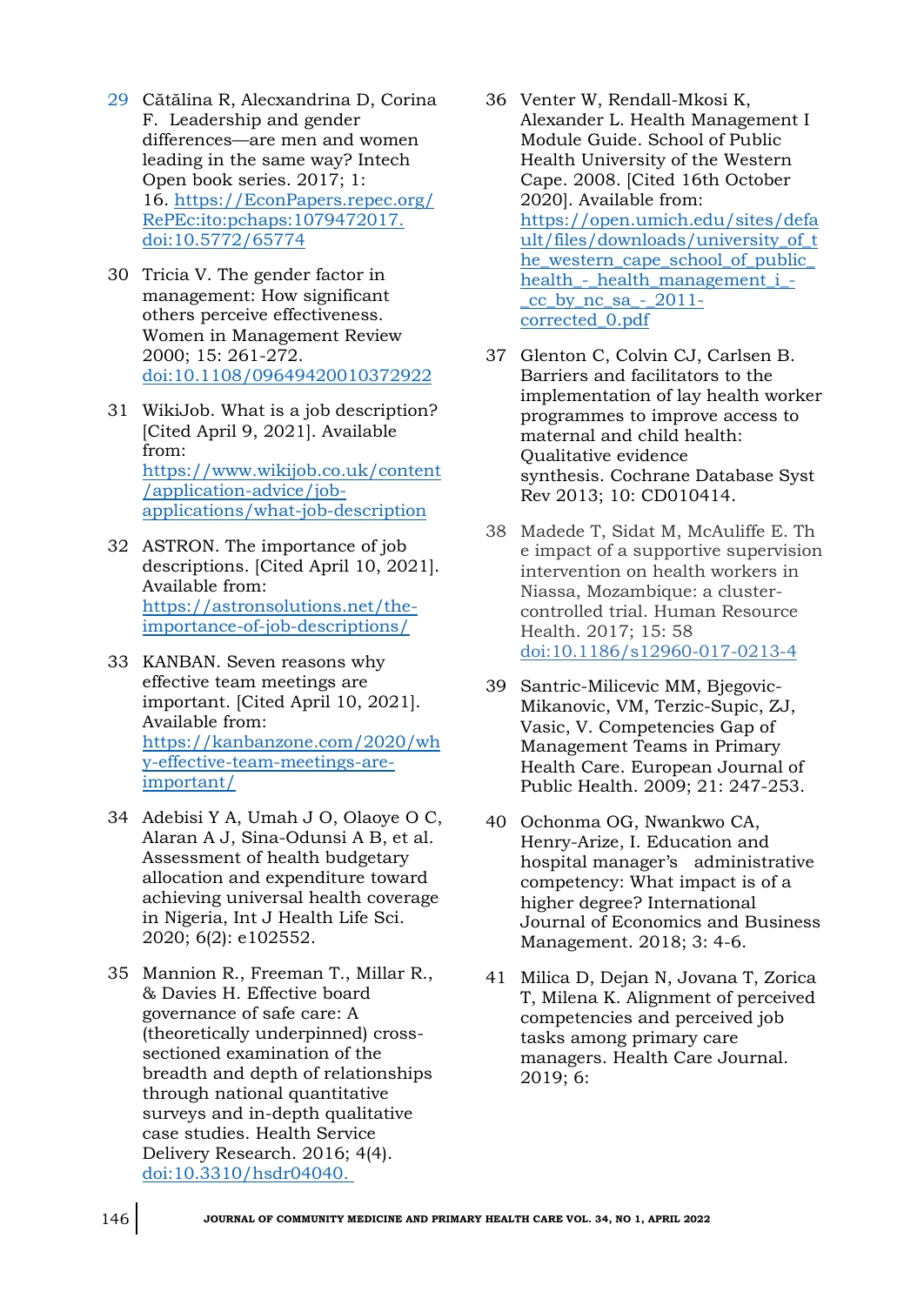29. Cătălina R, Alecxandrina D, Corina F. Leadership and gender differences—are men and women leading in the same way? Intech Open book series. 2017; 1: 16. https://EconPapers.repec.org/RePEc:ito:pchaps:1079472017. doi:10.5772/65774

30. Tricia V. The gender factor in management: How significant others perceive effectiveness. Women in Management Review 2000; 15: 261-272. doi:10.1108/09649420010372922

31. WikiJob. What is a job description? [Cited April 9, 2021]. Available from: https://www.wikijob.co.uk/content/application-advice/job-applications/what-job-description

32. ASTRON. The importance of job descriptions. [Cited April 10, 2021]. Available from: https://astronsolutions.net/the-importance-of-job-descriptions/

33. KANBAN. Seven reasons why effective team meetings are important. [Cited April 10, 2021]. Available from: https://kanbanzone.com/2020/why-effective-team-meetings-are-important/

34. Adebisi Y A, Umah J O, Olaoye O C, Alaran A J, Sina-Odunsi A B, et al. Assessment of health budgetary allocation and expenditure toward achieving universal health coverage in Nigeria, Int J Health Life Sci. 2020; 6(2): e102552.

35. Mannion R., Freeman T., Millar R., & Davies H. Effective board governance of safe care: A (theoretically underpinned) cross-sectioned examination of the breadth and depth of relationships through national quantitative surveys and in-depth qualitative case studies. Health Service Delivery Research. 2016; 4(4). doi:10.3310/hsdr04040.

36. Venter W, Rendall-Mkosi K, Alexander L. Health Management I Module Guide. School of Public Health University of the Western Cape. 2008. [Cited 16th October 2020]. Available from: https://open.umich.edu/sites/default/files/downloads/university_of_the_western_cape_school_of_public_health_-_health_management_i_-_cc_by_nc_sa_-_2011-corrected_0.pdf

37. Glenton C, Colvin CJ, Carlsen B. Barriers and facilitators to the implementation of lay health worker programmes to improve access to maternal and child health: Qualitative evidence synthesis. Cochrane Database Syst Rev 2013; 10: CD010414.

38. Madede T, Sidat M, McAuliffe E. The impact of a supportive supervision intervention on health workers in Niassa, Mozambique: a cluster-controlled trial. Human Resource Health. 2017; 15: 58 doi:10.1186/s12960-017-0213-4

39. Santric-Milicevic MM, Bjegovic-Mikanovic, VM, Terzic-Supic, ZJ, Vasic, V. Competencies Gap of Management Teams in Primary Health Care. European Journal of Public Health. 2009; 21: 247-253.

40. Ochonma OG, Nwankwo CA, Henry-Arize, I. Education and hospital manager's administrative competency: What impact is of a higher degree? International Journal of Economics and Business Management. 2018; 3: 4-6.

41. Milica D, Dejan N, Jovana T, Zorica T, Milena K. Alignment of perceived competencies and perceived job tasks among primary care managers. Health Care Journal. 2019; 6: